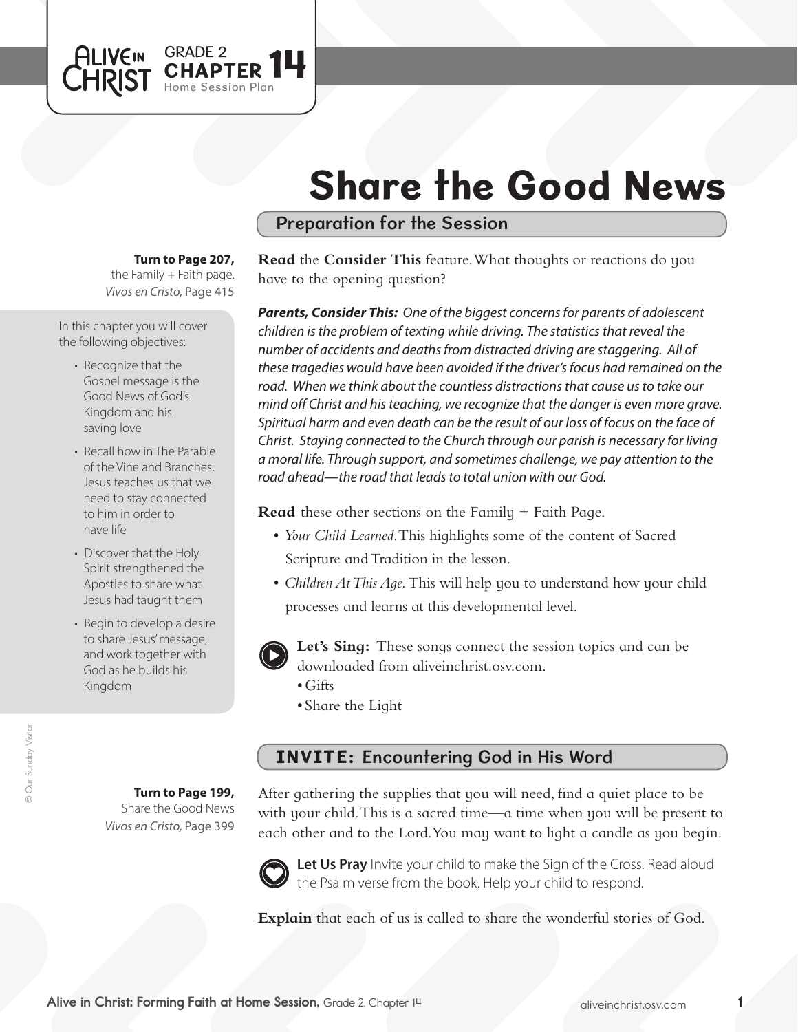ALIVE IN CHRIST GRADE 2 **CHAPTER 14** Home Session Plan

# Share the Good News

## Preparation for the Session

**Turn to Page 207,** the Family + Faith page. *Vivos en Cristo,* Page 415

In this chapter you will cover the following objectives:

- Recognize that the Gospel message is the Good News of God's Kingdom and his saving love
- Recall how in The Parable of the Vine and Branches, Jesus teaches us that we need to stay connected to him in order to have life
- Discover that the Holy Spirit strengthened the Apostles to share what Jesus had taught them
- Begin to develop a desire to share Jesus' message, and work together with God as he builds his Kingdom

**Read** the **Consider This** feature. What thoughts or reactions do you have to the opening question?

***Parents, Consider This:*** *One of the biggest concerns for parents of adolescent children is the problem of texting while driving. The statistics that reveal the number of accidents and deaths from distracted driving are staggering. All of these tragedies would have been avoided if the driver's focus had remained on the road. When we think about the countless distractions that cause us to take our mind off Christ and his teaching, we recognize that the danger is even more grave. Spiritual harm and even death can be the result of our loss of focus on the face of Christ. Staying connected to the Church through our parish is necessary for living a moral life. Through support, and sometimes challenge, we pay attention to the road ahead—the road that leads to total union with our God.*

**Read** these other sections on the Family + Faith Page.

- *Your Child Learned.* This highlights some of the content of Sacred Scripture and Tradition in the lesson.
- *Children At This Age.* This will help you to understand how your child processes and learns at this developmental level.

**Let's Sing:** These songs connect the session topics and can be downloaded from aliveinchrist.osv.com.

- Gifts
- Share the Light

## INVITE: Encountering God in His Word

**Turn to Page 199,** Share the Good News *Vivos en Cristo,* Page 399

After gathering the supplies that you will need, find a quiet place to be with your child. This is a sacred time—a time when you will be present to each other and to the Lord. You may want to light a candle as you begin.

**Let Us Pray** Invite your child to make the Sign of the Cross. Read aloud the Psalm verse from the book. Help your child to respond.

**Explain** that each of us is called to share the wonderful stories of God.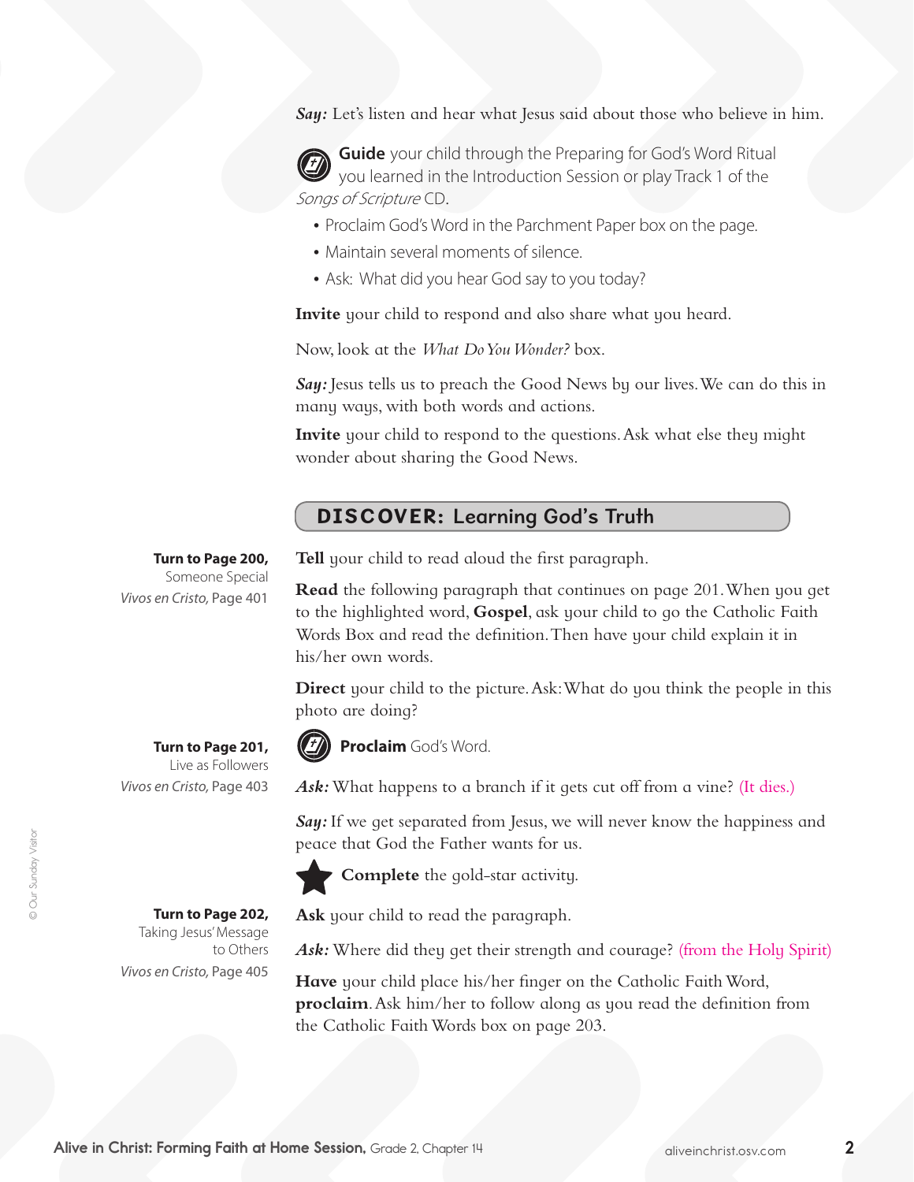***Say:*** Let's listen and hear what Jesus said about those who believe in him.

**Guide** your child through the Preparing for God's Word Ritual you learned in the Introduction Session or play Track 1 of the *Songs of Scripture* CD.

- Proclaim God's Word in the Parchment Paper box on the page.
- Maintain several moments of silence.
- Ask: What did you hear God say to you today?

**Invite** your child to respond and also share what you heard.

Now, look at the *What Do You Wonder?* box.

***Say:*** Jesus tells us to preach the Good News by our lives. We can do this in many ways, with both words and actions.

**Invite** your child to respond to the questions. Ask what else they might wonder about sharing the Good News.

## DISCOVER: Learning God's Truth

**Turn to Page 200,** Someone Special
*Vivos en Cristo,* Page 401

**Tell** your child to read aloud the first paragraph.

**Read** the following paragraph that continues on page 201. When you get to the highlighted word, **Gospel**, ask your child to go the Catholic Faith Words Box and read the definition. Then have your child explain it in his/her own words.

**Direct** your child to the picture. Ask: What do you think the people in this photo are doing?

**Turn to Page 201,** Live as Followers
*Vivos en Cristo,* Page 403

**Proclaim** God's Word.

***Ask:*** What happens to a branch if it gets cut off from a vine? (It dies.)

***Say:*** If we get separated from Jesus, we will never know the happiness and peace that God the Father wants for us.

**Complete** the gold-star activity.

**Turn to Page 202,** Taking Jesus' Message to Others
*Vivos en Cristo,* Page 405

**Ask** your child to read the paragraph.

***Ask:*** Where did they get their strength and courage? (from the Holy Spirit)

**Have** your child place his/her finger on the Catholic Faith Word, **proclaim**. Ask him/her to follow along as you read the definition from the Catholic Faith Words box on page 203.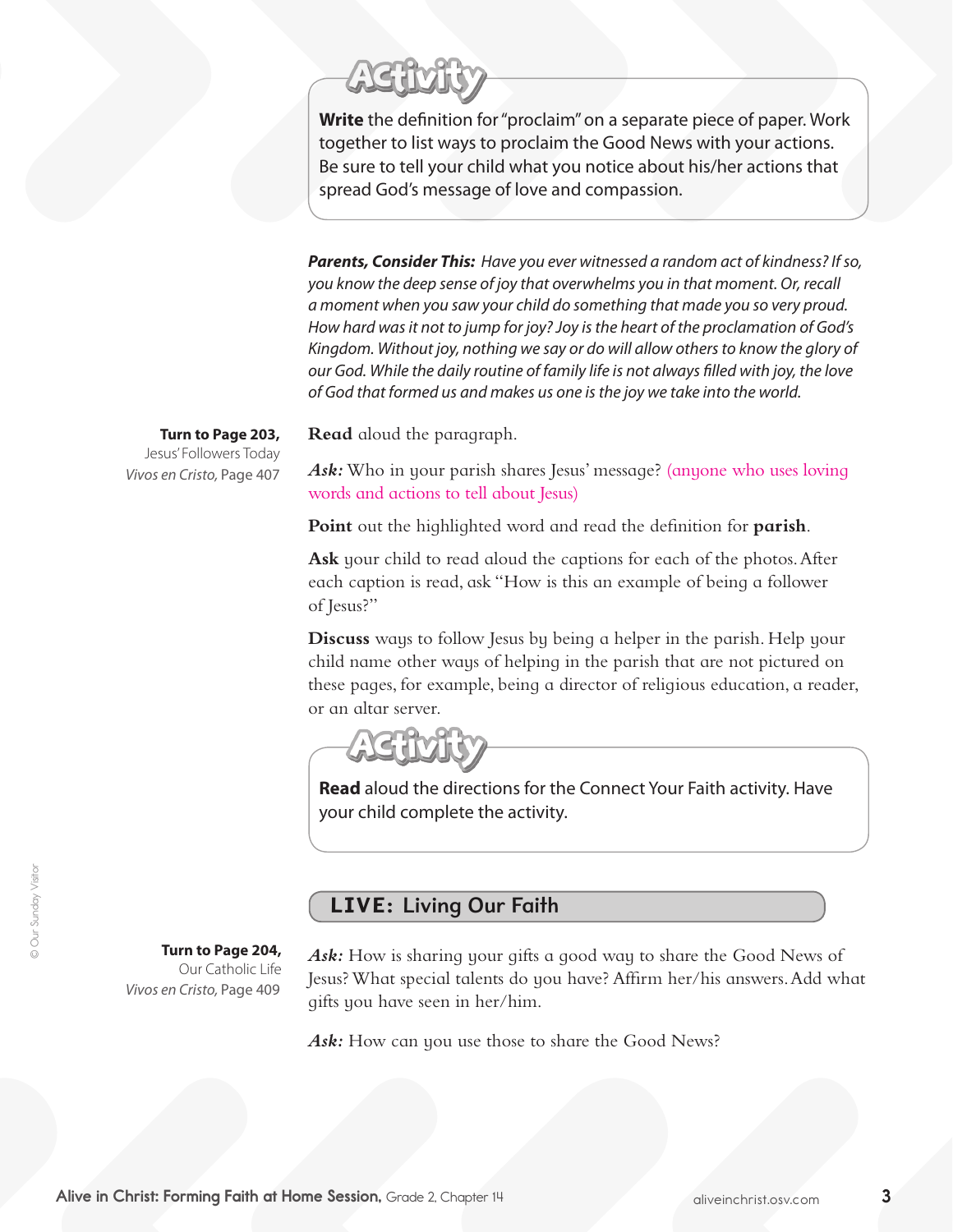### Activity

**Write** the definition for "proclaim" on a separate piece of paper. Work together to list ways to proclaim the Good News with your actions. Be sure to tell your child what you notice about his/her actions that spread God's message of love and compassion.

***Parents, Consider This:*** *Have you ever witnessed a random act of kindness? If so, you know the deep sense of joy that overwhelms you in that moment. Or, recall a moment when you saw your child do something that made you so very proud. How hard was it not to jump for joy? Joy is the heart of the proclamation of God's Kingdom. Without joy, nothing we say or do will allow others to know the glory of our God. While the daily routine of family life is not always filled with joy, the love of God that formed us and makes us one is the joy we take into the world.*

**Turn to Page 203,**
Jesus' Followers Today
*Vivos en Cristo*, Page 407

**Read** aloud the paragraph.

***Ask:*** Who in your parish shares Jesus' message? (anyone who uses loving words and actions to tell about Jesus)

**Point** out the highlighted word and read the definition for **parish**.

**Ask** your child to read aloud the captions for each of the photos. After each caption is read, ask "How is this an example of being a follower of Jesus?"

**Discuss** ways to follow Jesus by being a helper in the parish. Help your child name other ways of helping in the parish that are not pictured on these pages, for example, being a director of religious education, a reader, or an altar server.

### Activity

**Read** aloud the directions for the Connect Your Faith activity. Have your child complete the activity.

## LIVE: Living Our Faith

**Turn to Page 204,**
Our Catholic Life
*Vivos en Cristo*, Page 409

***Ask:*** How is sharing your gifts a good way to share the Good News of Jesus? What special talents do you have? Affirm her/his answers. Add what gifts you have seen in her/him.

***Ask:*** How can you use those to share the Good News?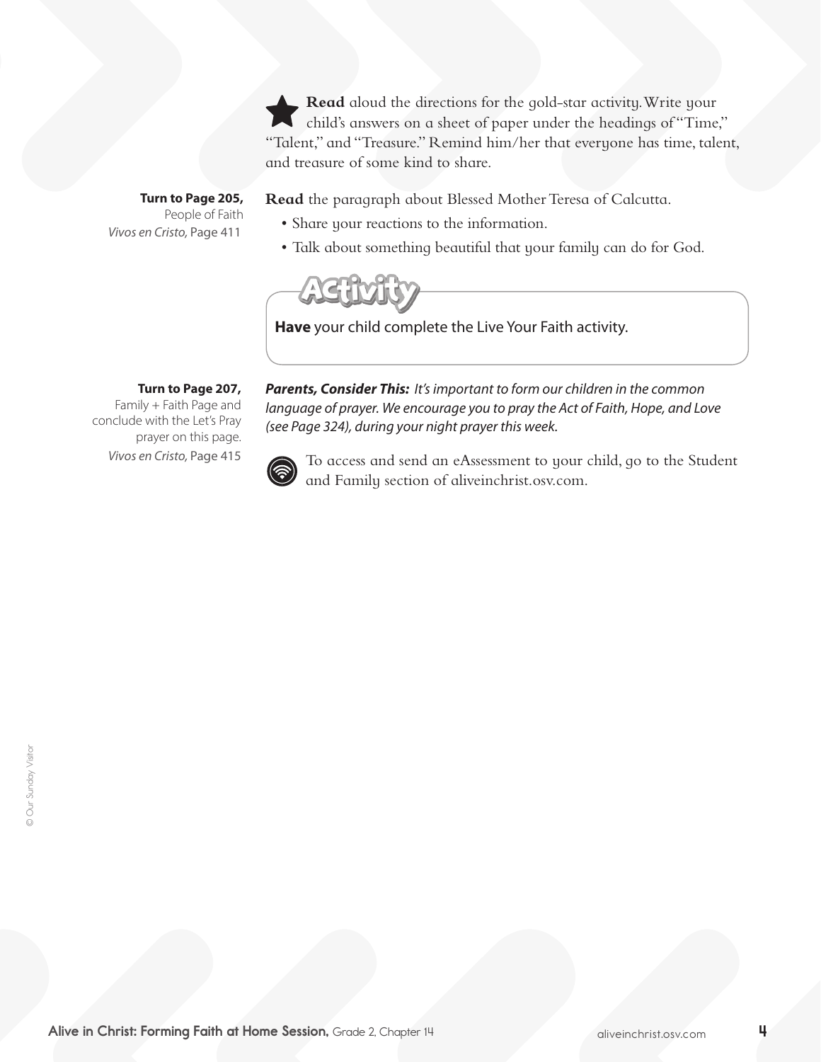★ **Read** aloud the directions for the gold-star activity. Write your child's answers on a sheet of paper under the headings of "Time," "Talent," and "Treasure." Remind him/her that everyone has time, talent, and treasure of some kind to share.

**Turn to Page 205,**
People of Faith
*Vivos en Cristo,* Page 411

**Read** the paragraph about Blessed Mother Teresa of Calcutta.

- Share your reactions to the information.
- Talk about something beautiful that your family can do for God.

**Activity**

**Have** your child complete the Live Your Faith activity.

**Turn to Page 207,**
Family + Faith Page and conclude with the Let's Pray prayer on this page.
*Vivos en Cristo,* Page 415

***Parents, Consider This:*** *It's important to form our children in the common language of prayer. We encourage you to pray the Act of Faith, Hope, and Love (see Page 324), during your night prayer this week.*

To access and send an eAssessment to your child, go to the Student and Family section of aliveinchrist.osv.com.

© Our Sunday Visitor